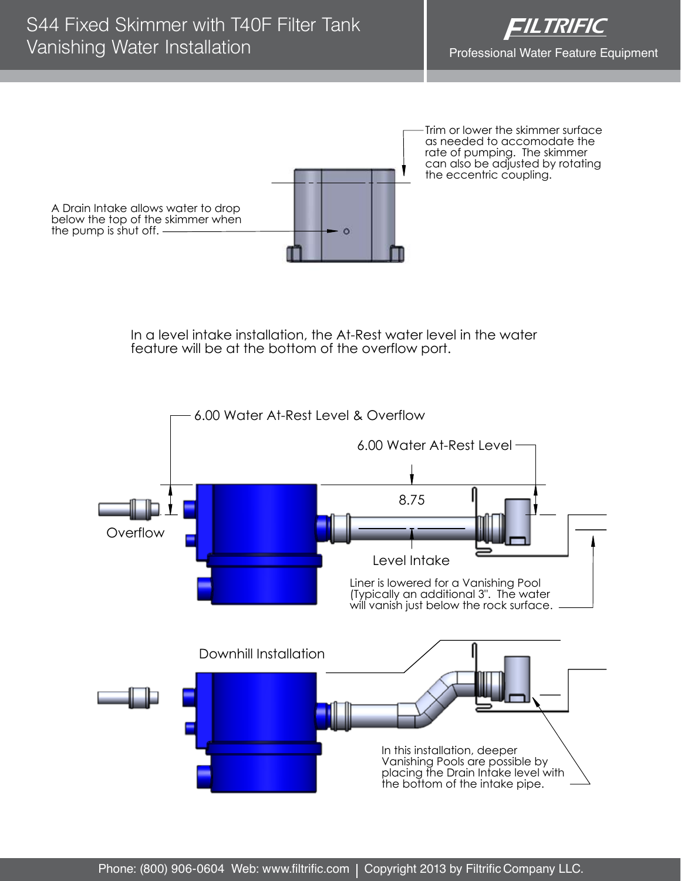# S44 Fixed Skimmer with T40F Filter Tank Vanishing Water Installation

FILTRIFIC

Professional Water Feature Equipment

Trim or lower the skimmer surface as needed to accomodate the rate of pumping. The skimmer can also be adjusted by rotating the eccentric coupling.

A Drain Intake allows water to drop below the top of the skimmer when the pump is shut off.

In a level intake installation, the At-Rest water level in the water feature will be at the bottom of the overflow port.

6.00 Water At-Rest Level & Overflow

6.00 Water At-Rest Level

8.75

Overflow

Level Intake

Liner is lowered for a Vanishing Pool (Typically an additional 3". The water will vanish just below the rock surface.

Downhill Installation

In this installation, deeper Vanishing Pools are possible by placing the Drain Intake level with the bottom of the intake pipe.

Phone: (800) 906-0604 Web: www.filtrific.com | Copyright 2013 by Filtrific Company LLC.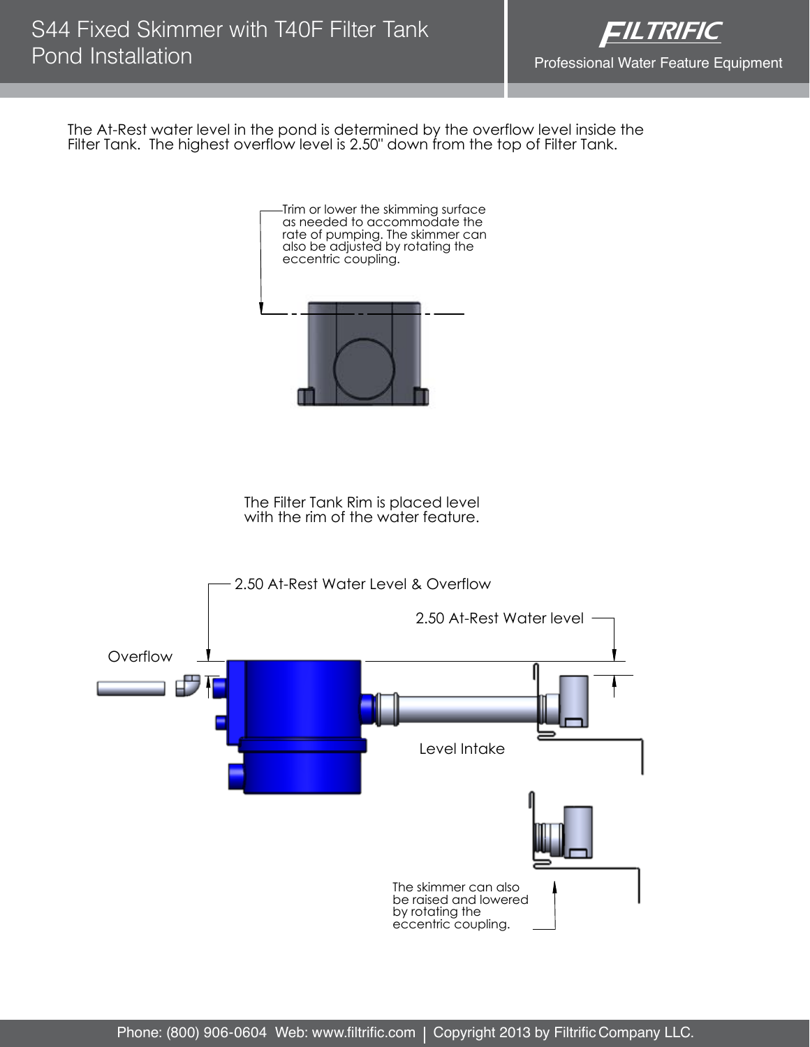# S44 Fixed Skimmer with T40F Filter Tank Pond Installation

Professional Water Feature Equipment

The At-Rest water level in the pond is determined by the overflow level inside the Filter Tank. The highest overflow level is 2.50" down from the top of Filter Tank.

Trim or lower the skimming surface as needed to accommodate the rate of pumping. The skimmer can also be adjusted by rotating the eccentric coupling.

The Filter Tank Rim is placed level with the rim of the water feature.

2.50 At-Rest Water Level & Overflow

2.50 At-Rest Water level

Overflow

Level Intake

The skimmer can also be raised and lowered by rotating the eccentric coupling.